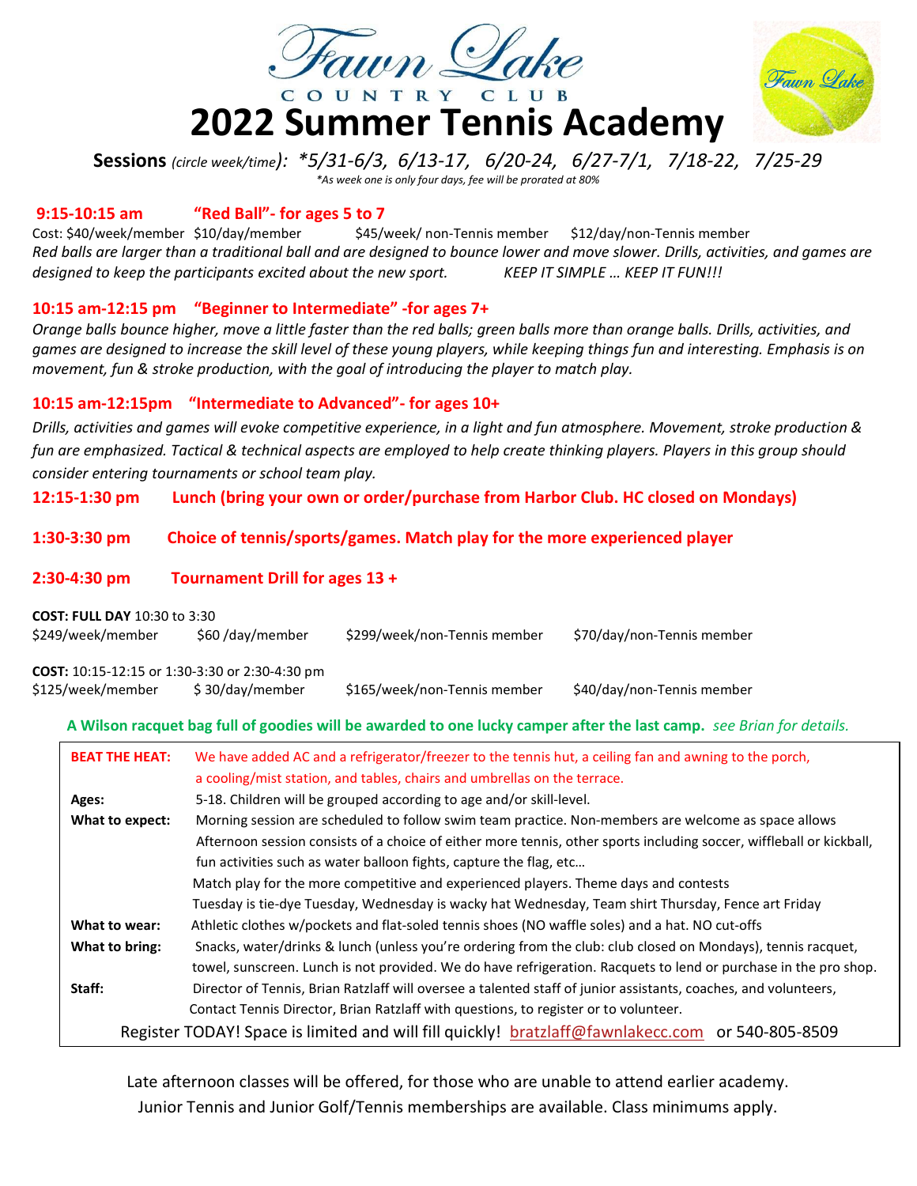Fawn Lake

COUNTRY CLUB

# 2022 Summer Tennis Academy

**Sessions** *(circle week/time): *5/31-6/3, 6/13-17, 6/20-24, 6/27-7/1, 7/18-22, 7/25-29*

*\*As week one is only four days, fee will be prorated at 80%*

## 9:15-10:15 am "Red Ball"- for ages 5 to 7

Cost: $40/week/member $10/day/member $45/week/ non-Tennis member $12/day/non-Tennis member

*Red balls are larger than a traditional ball and are designed to bounce lower and move slower. Drills, activities, and games are designed to keep the participants excited about the new sport. KEEP IT SIMPLE … KEEP IT FUN!!!*

## 10:15 am-12:15 pm "Beginner to Intermediate" -for ages 7+

*Orange balls bounce higher, move a little faster than the red balls; green balls more than orange balls. Drills, activities, and games are designed to increase the skill level of these young players, while keeping things fun and interesting. Emphasis is on movement, fun & stroke production, with the goal of introducing the player to match play.*

## 10:15 am-12:15pm "Intermediate to Advanced"- for ages 10+

*Drills, activities and games will evoke competitive experience, in a light and fun atmosphere. Movement, stroke production & fun are emphasized. Tactical & technical aspects are employed to help create thinking players. Players in this group should consider entering tournaments or school team play.*

## 12:15-1:30 pm Lunch (bring your own or order/purchase from Harbor Club. HC closed on Mondays)

## 1:30-3:30 pm Choice of tennis/sports/games. Match play for the more experienced player

## 2:30-4:30 pm Tournament Drill for ages 13 +

**COST: FULL DAY** 10:30 to 3:30

| $249/week/member | $60 /day/member | $299/week/non-Tennis member | $70/day/non-Tennis member |
|---|---|---|---|

**COST:** 10:15-12:15 or 1:30-3:30 or 2:30-4:30 pm

| $125/week/member | $ 30/day/member | $165/week/non-Tennis member | $40/day/non-Tennis member |
|---|---|---|---|

**A Wilson racquet bag full of goodies will be awarded to one lucky camper after the last camp.** *see Brian for details.*

| | |
|---|---|
| **BEAT THE HEAT:** | We have added AC and a refrigerator/freezer to the tennis hut, a ceiling fan and awning to the porch, a cooling/mist station, and tables, chairs and umbrellas on the terrace. |
| **Ages:** | 5-18. Children will be grouped according to age and/or skill-level. |
| **What to expect:** | Morning session are scheduled to follow swim team practice. Non-members are welcome as space allows Afternoon session consists of a choice of either more tennis, other sports including soccer, wiffleball or kickball, fun activities such as water balloon fights, capture the flag, etc… Match play for the more competitive and experienced players. Theme days and contests Tuesday is tie-dye Tuesday, Wednesday is wacky hat Wednesday, Team shirt Thursday, Fence art Friday |
| **What to wear:** | Athletic clothes w/pockets and flat-soled tennis shoes (NO waffle soles) and a hat. NO cut-offs |
| **What to bring:** | Snacks, water/drinks & lunch (unless you're ordering from the club: club closed on Mondays), tennis racquet, towel, sunscreen. Lunch is not provided. We do have refrigeration. Racquets to lend or purchase in the pro shop. |
| **Staff:** | Director of Tennis, Brian Ratzlaff will oversee a talented staff of junior assistants, coaches, and volunteers, Contact Tennis Director, Brian Ratzlaff with questions, to register or to volunteer. |

Register TODAY! Space is limited and will fill quickly! bratzlaff@fawnlakecc.com or 540-805-8509

Late afternoon classes will be offered, for those who are unable to attend earlier academy.
Junior Tennis and Junior Golf/Tennis memberships are available. Class minimums apply.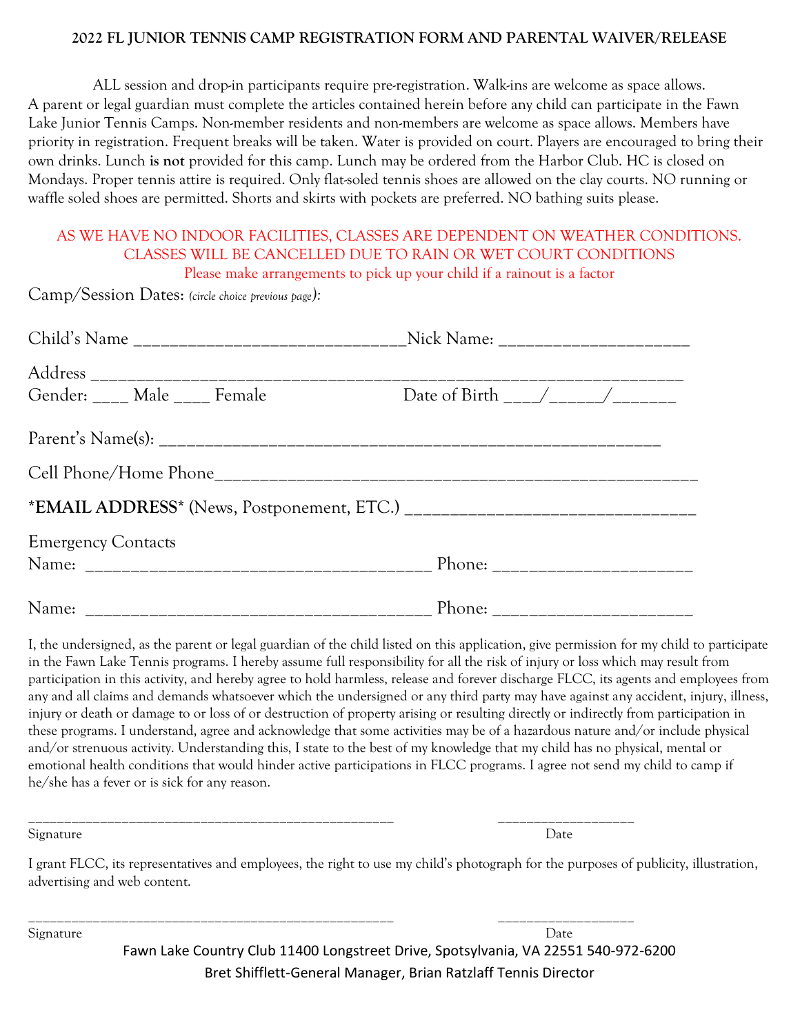## 2022 FL JUNIOR TENNIS CAMP REGISTRATION FORM AND PARENTAL WAIVER/RELEASE

ALL session and drop-in participants require pre-registration. Walk-ins are welcome as space allows. A parent or legal guardian must complete the articles contained herein before any child can participate in the Fawn Lake Junior Tennis Camps. Non-member residents and non-members are welcome as space allows. Members have priority in registration. Frequent breaks will be taken. Water is provided on court. Players are encouraged to bring their own drinks. Lunch **is not** provided for this camp. Lunch may be ordered from the Harbor Club. HC is closed on Mondays. Proper tennis attire is required. Only flat-soled tennis shoes are allowed on the clay courts. NO running or waffle soled shoes are permitted. Shorts and skirts with pockets are preferred. NO bathing suits please.

AS WE HAVE NO INDOOR FACILITIES, CLASSES ARE DEPENDENT ON WEATHER CONDITIONS.
CLASSES WILL BE CANCELLED DUE TO RAIN OR WET COURT CONDITIONS
Please make arrangements to pick up your child if a rainout is a factor

Camp/Session Dates: *(circle choice previous page)*:

Child's Name ______________________________Nick Name: ____________________

Address ____________________________________________________________________

Gender: ____ Male ____ Female Date of Birth ____/______/_______

Parent's Name(s): ________________________________________________________

Cell Phone/Home Phone________________________________________________________

***EMAIL ADDRESS*** (News, Postponement, ETC.) ________________________________

Emergency Contacts

Name: ______________________________________ Phone: _____________________

Name: ______________________________________ Phone: _____________________

I, the undersigned, as the parent or legal guardian of the child listed on this application, give permission for my child to participate in the Fawn Lake Tennis programs. I hereby assume full responsibility for all the risk of injury or loss which may result from participation in this activity, and hereby agree to hold harmless, release and forever discharge FLCC, its agents and employees from any and all claims and demands whatsoever which the undersigned or any third party may have against any accident, injury, illness, injury or death or damage to or loss of or destruction of property arising or resulting directly or indirectly from participation in these programs. I understand, agree and acknowledge that some activities may be of a hazardous nature and/or include physical and/or strenuous activity. Understanding this, I state to the best of my knowledge that my child has no physical, mental or emotional health conditions that would hinder active participations in FLCC programs. I agree not send my child to camp if he/she has a fever or is sick for any reason.

_________________________________________________ __________________
Signature Date

I grant FLCC, its representatives and employees, the right to use my child's photograph for the purposes of publicity, illustration, advertising and web content.

_________________________________________________ __________________
Signature Date

Fawn Lake Country Club 11400 Longstreet Drive, Spotsylvania, VA 22551 540-972-6200
Bret Shifflett-General Manager, Brian Ratzlaff Tennis Director